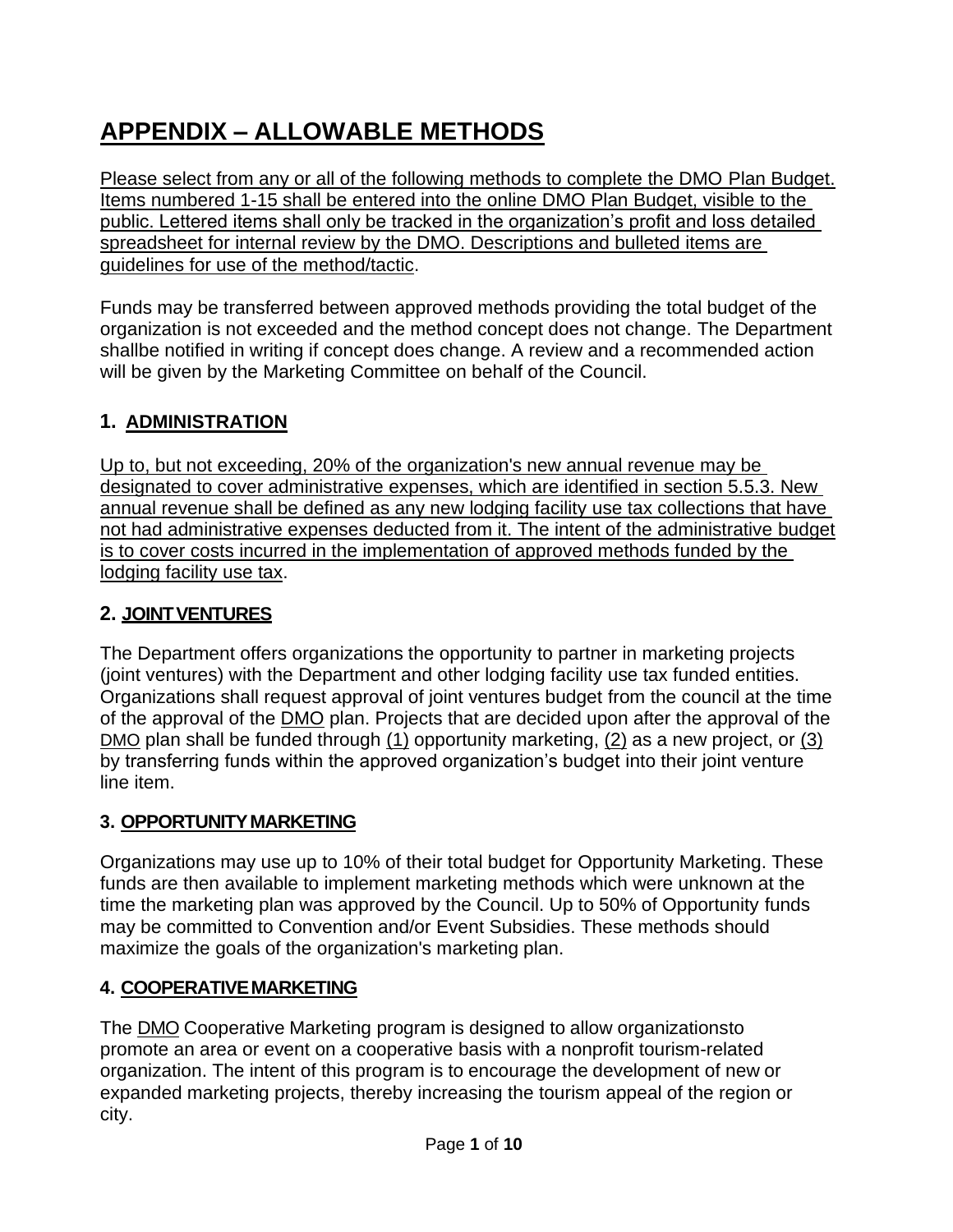# APPENDIX – ALLOWABLE METHODS

Please select from any or all of the following methods to complete the DMO Plan Budget. Items numbered 1-15 shall be entered into the online DMO Plan Budget, visible to the public. Lettered items shall only be tracked in the organization's profit and loss detailed spreadsheet for internal review by the DMO. Descriptions and bulleted items are guidelines for use of the method/tactic.

Funds may be transferred between approved methods providing the total budget of the organization is not exceeded and the method concept does not change. The Department shallbe notified in writing if concept does change. A review and a recommended action will be given by the Marketing Committee on behalf of the Council.

## 1. ADMINISTRATION

Up to, but not exceeding, 20% of the organization's new annual revenue may be designated to cover administrative expenses, which are identified in section 5.5.3. New annual revenue shall be defined as any new lodging facility use tax collections that have not had administrative expenses deducted from it. The intent of the administrative budget is to cover costs incurred in the implementation of approved methods funded by the lodging facility use tax.

## 2. JOINT VENTURES

The Department offers organizations the opportunity to partner in marketing projects (joint ventures) with the Department and other lodging facility use tax funded entities. Organizations shall request approval of joint ventures budget from the council at the time of the approval of the DMO plan. Projects that are decided upon after the approval of the DMO plan shall be funded through (1) opportunity marketing, (2) as a new project, or (3) by transferring funds within the approved organization's budget into their joint venture line item.

## 3. OPPORTUNITY MARKETING

Organizations may use up to 10% of their total budget for Opportunity Marketing. These funds are then available to implement marketing methods which were unknown at the time the marketing plan was approved by the Council. Up to 50% of Opportunity funds may be committed to Convention and/or Event Subsidies. These methods should maximize the goals of the organization's marketing plan.

## 4. COOPERATIVE MARKETING

The DMO Cooperative Marketing program is designed to allow organizationsto promote an area or event on a cooperative basis with a nonprofit tourism-related organization. The intent of this program is to encourage the development of new or expanded marketing projects, thereby increasing the tourism appeal of the region or city.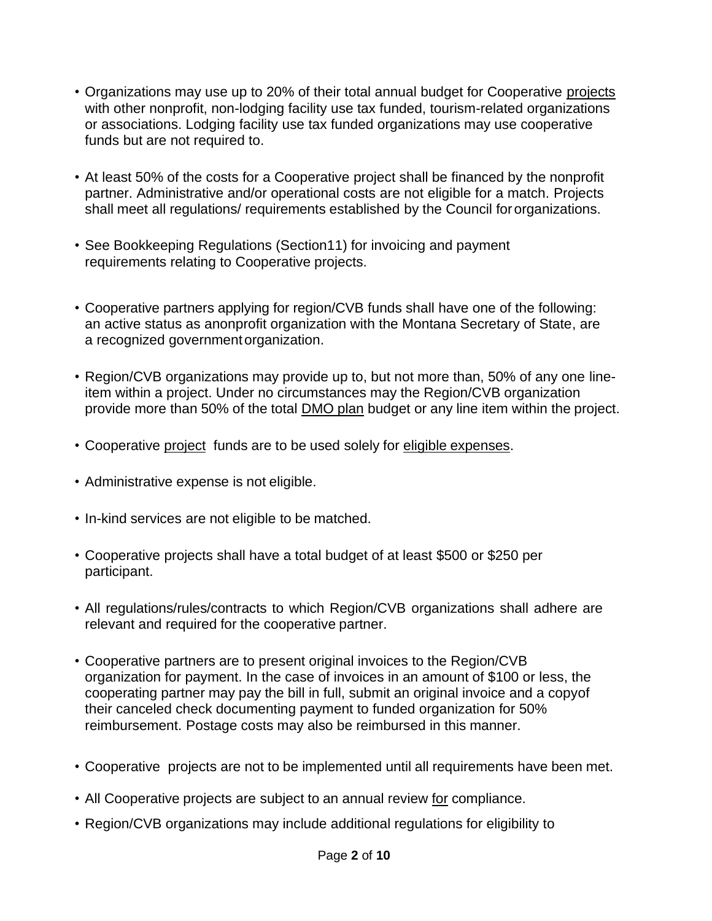- Organizations may use up to 20% of their total annual budget for Cooperative projects with other nonprofit, non-lodging facility use tax funded, tourism-related organizations or associations. Lodging facility use tax funded organizations may use cooperative funds but are not required to.

- At least 50% of the costs for a Cooperative project shall be financed by the nonprofit partner. Administrative and/or operational costs are not eligible for a match. Projects shall meet all regulations/ requirements established by the Council for organizations.

- See Bookkeeping Regulations (Section11) for invoicing and payment requirements relating to Cooperative projects.

- Cooperative partners applying for region/CVB funds shall have one of the following: an active status as anonprofit organization with the Montana Secretary of State, are a recognized government organization.

- Region/CVB organizations may provide up to, but not more than, 50% of any one line-item within a project. Under no circumstances may the Region/CVB organization provide more than 50% of the total DMO plan budget or any line item within the project.

- Cooperative project funds are to be used solely for eligible expenses.

- Administrative expense is not eligible.

- In-kind services are not eligible to be matched.

- Cooperative projects shall have a total budget of at least $500 or $250 per participant.

- All regulations/rules/contracts to which Region/CVB organizations shall adhere are relevant and required for the cooperative partner.

- Cooperative partners are to present original invoices to the Region/CVB organization for payment. In the case of invoices in an amount of $100 or less, the cooperating partner may pay the bill in full, submit an original invoice and a copyof their canceled check documenting payment to funded organization for 50% reimbursement. Postage costs may also be reimbursed in this manner.

- Cooperative projects are not to be implemented until all requirements have been met.

- All Cooperative projects are subject to an annual review for compliance.

- Region/CVB organizations may include additional regulations for eligibility to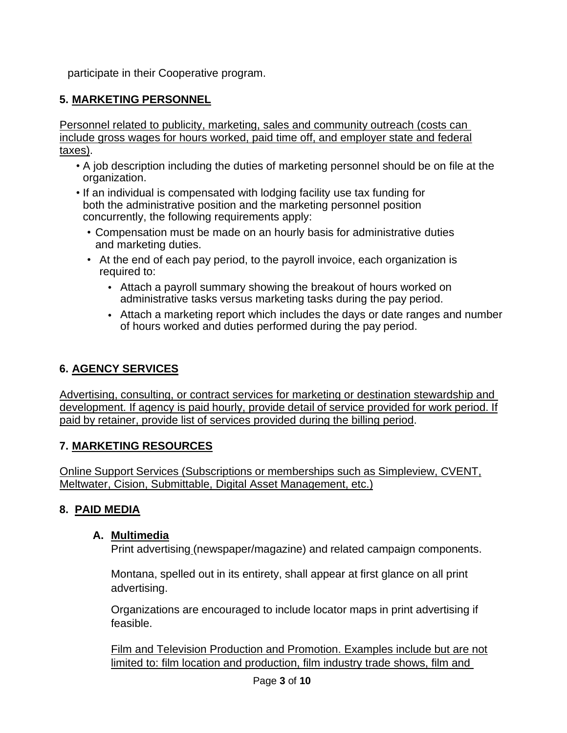participate in their Cooperative program.

## 5. MARKETING PERSONNEL

Personnel related to publicity, marketing, sales and community outreach (costs can include gross wages for hours worked, paid time off, and employer state and federal taxes).

- A job description including the duties of marketing personnel should be on file at the organization.
- If an individual is compensated with lodging facility use tax funding for both the administrative position and the marketing personnel position concurrently, the following requirements apply:
  - Compensation must be made on an hourly basis for administrative duties and marketing duties.
  - At the end of each pay period, to the payroll invoice, each organization is required to:
    - Attach a payroll summary showing the breakout of hours worked on administrative tasks versus marketing tasks during the pay period.
    - Attach a marketing report which includes the days or date ranges and number of hours worked and duties performed during the pay period.

## 6. AGENCY SERVICES

Advertising, consulting, or contract services for marketing or destination stewardship and development. If agency is paid hourly, provide detail of service provided for work period. If paid by retainer, provide list of services provided during the billing period.

## 7. MARKETING RESOURCES

Online Support Services (Subscriptions or memberships such as Simpleview, CVENT, Meltwater, Cision, Submittable, Digital Asset Management, etc.)

## 8. PAID MEDIA

### A. Multimedia

Print advertising (newspaper/magazine) and related campaign components.

Montana, spelled out in its entirety, shall appear at first glance on all print advertising.

Organizations are encouraged to include locator maps in print advertising if feasible.

Film and Television Production and Promotion. Examples include but are not limited to: film location and production, film industry trade shows, film and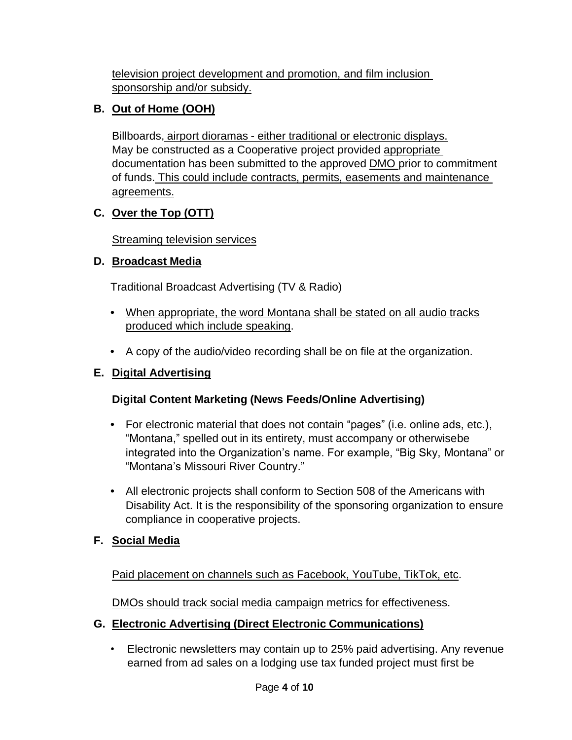television project development and promotion, and film inclusion sponsorship and/or subsidy.

**B. Out of Home (OOH)**

Billboards, airport dioramas - either traditional or electronic displays. May be constructed as a Cooperative project provided appropriate documentation has been submitted to the approved DMO prior to commitment of funds. This could include contracts, permits, easements and maintenance agreements.

**C. Over the Top (OTT)**

Streaming television services

**D. Broadcast Media**

Traditional Broadcast Advertising (TV & Radio)

- When appropriate, the word Montana shall be stated on all audio tracks produced which include speaking.
- A copy of the audio/video recording shall be on file at the organization.

**E. Digital Advertising**

**Digital Content Marketing (News Feeds/Online Advertising)**

- For electronic material that does not contain "pages" (i.e. online ads, etc.), "Montana," spelled out in its entirety, must accompany or otherwisebe integrated into the Organization's name. For example, "Big Sky, Montana" or "Montana's Missouri River Country."
- All electronic projects shall conform to Section 508 of the Americans with Disability Act. It is the responsibility of the sponsoring organization to ensure compliance in cooperative projects.

**F. Social Media**

Paid placement on channels such as Facebook, YouTube, TikTok, etc.

DMOs should track social media campaign metrics for effectiveness.

**G. Electronic Advertising (Direct Electronic Communications)**

- Electronic newsletters may contain up to 25% paid advertising. Any revenue earned from ad sales on a lodging use tax funded project must first be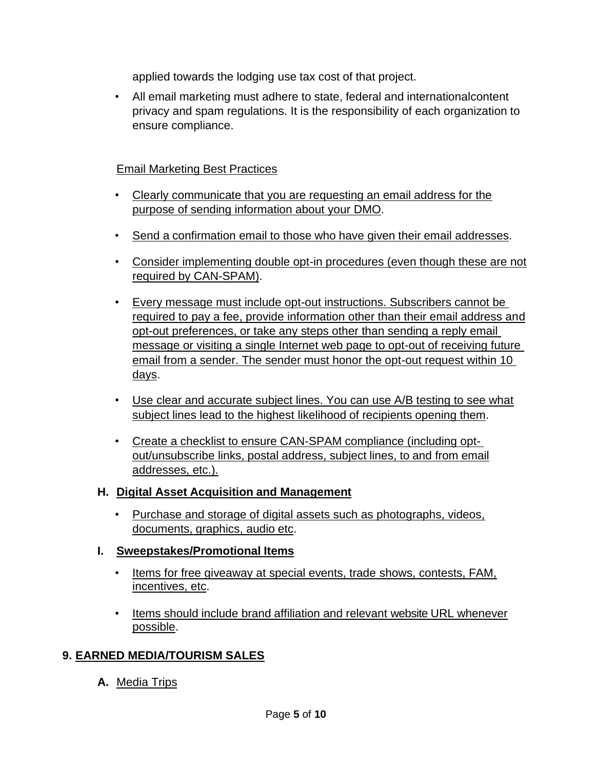applied towards the lodging use tax cost of that project.

- All email marketing must adhere to state, federal and internationalcontent privacy and spam regulations. It is the responsibility of each organization to ensure compliance.

Email Marketing Best Practices

- Clearly communicate that you are requesting an email address for the purpose of sending information about your DMO.
- Send a confirmation email to those who have given their email addresses.
- Consider implementing double opt-in procedures (even though these are not required by CAN-SPAM).
- Every message must include opt-out instructions. Subscribers cannot be required to pay a fee, provide information other than their email address and opt-out preferences, or take any steps other than sending a reply email message or visiting a single Internet web page to opt-out of receiving future email from a sender. The sender must honor the opt-out request within 10 days.
- Use clear and accurate subject lines. You can use A/B testing to see what subject lines lead to the highest likelihood of recipients opening them.
- Create a checklist to ensure CAN-SPAM compliance (including opt-out/unsubscribe links, postal address, subject lines, to and from email addresses, etc.).

### H. Digital Asset Acquisition and Management

- Purchase and storage of digital assets such as photographs, videos, documents, graphics, audio etc.

### I. Sweepstakes/Promotional Items

- Items for free giveaway at special events, trade shows, contests, FAM, incentives, etc.
- Items should include brand affiliation and relevant website URL whenever possible.

## 9. EARNED MEDIA/TOURISM SALES

### A. Media Trips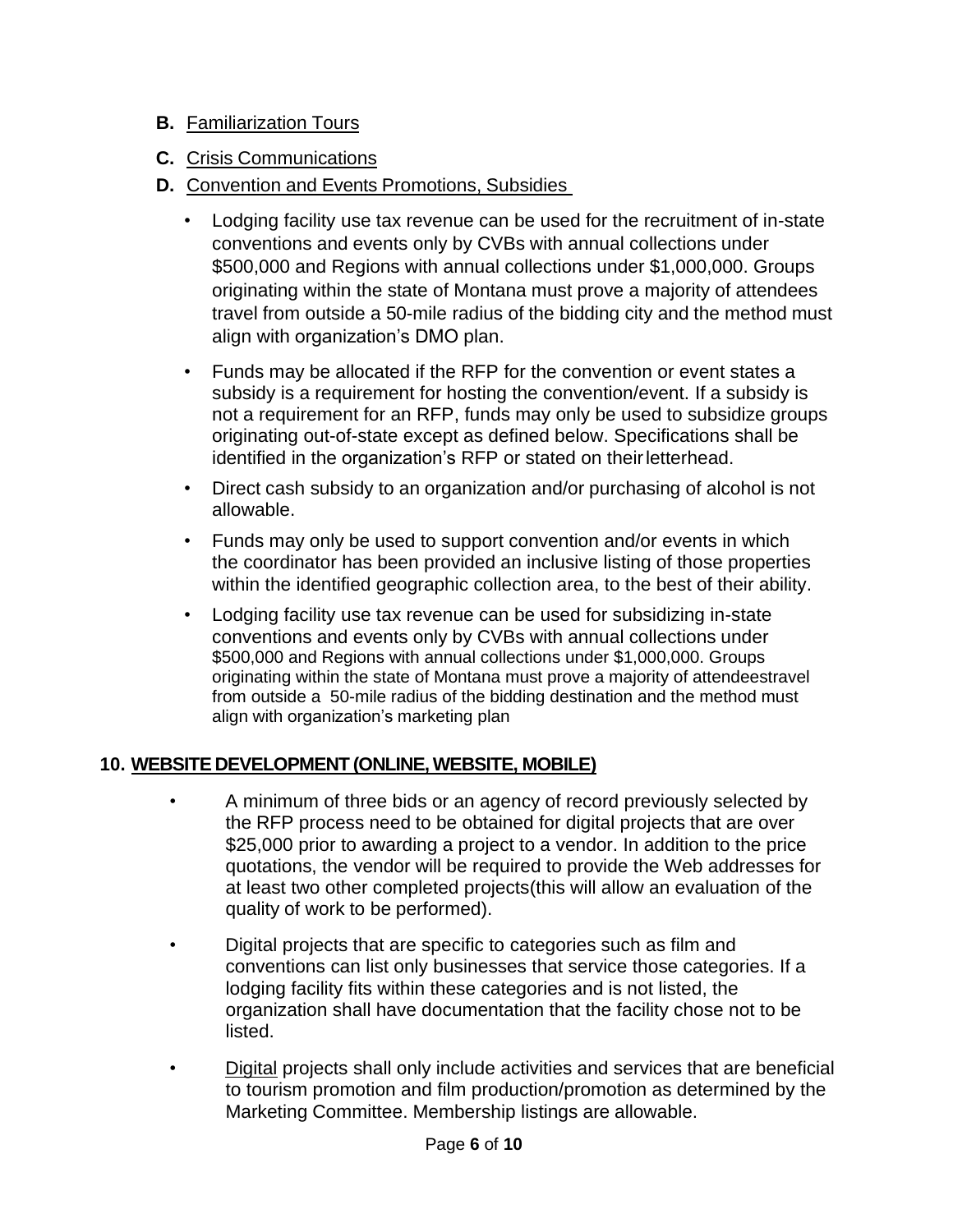**B.** Familiarization Tours

**C.** Crisis Communications

**D.** Convention and Events Promotions, Subsidies

- Lodging facility use tax revenue can be used for the recruitment of in-state conventions and events only by CVBs with annual collections under $500,000 and Regions with annual collections under $1,000,000. Groups originating within the state of Montana must prove a majority of attendees travel from outside a 50-mile radius of the bidding city and the method must align with organization's DMO plan.
- Funds may be allocated if the RFP for the convention or event states a subsidy is a requirement for hosting the convention/event. If a subsidy is not a requirement for an RFP, funds may only be used to subsidize groups originating out-of-state except as defined below. Specifications shall be identified in the organization's RFP or stated on their letterhead.
- Direct cash subsidy to an organization and/or purchasing of alcohol is not allowable.
- Funds may only be used to support convention and/or events in which the coordinator has been provided an inclusive listing of those properties within the identified geographic collection area, to the best of their ability.
- Lodging facility use tax revenue can be used for subsidizing in-state conventions and events only by CVBs with annual collections under $500,000 and Regions with annual collections under $1,000,000. Groups originating within the state of Montana must prove a majority of attendeestravel from outside a 50-mile radius of the bidding destination and the method must align with organization's marketing plan

## 10. WEBSITE DEVELOPMENT (ONLINE, WEBSITE, MOBILE)

- A minimum of three bids or an agency of record previously selected by the RFP process need to be obtained for digital projects that are over $25,000 prior to awarding a project to a vendor. In addition to the price quotations, the vendor will be required to provide the Web addresses for at least two other completed projects(this will allow an evaluation of the quality of work to be performed).
- Digital projects that are specific to categories such as film and conventions can list only businesses that service those categories. If a lodging facility fits within these categories and is not listed, the organization shall have documentation that the facility chose not to be listed.
- Digital projects shall only include activities and services that are beneficial to tourism promotion and film production/promotion as determined by the Marketing Committee. Membership listings are allowable.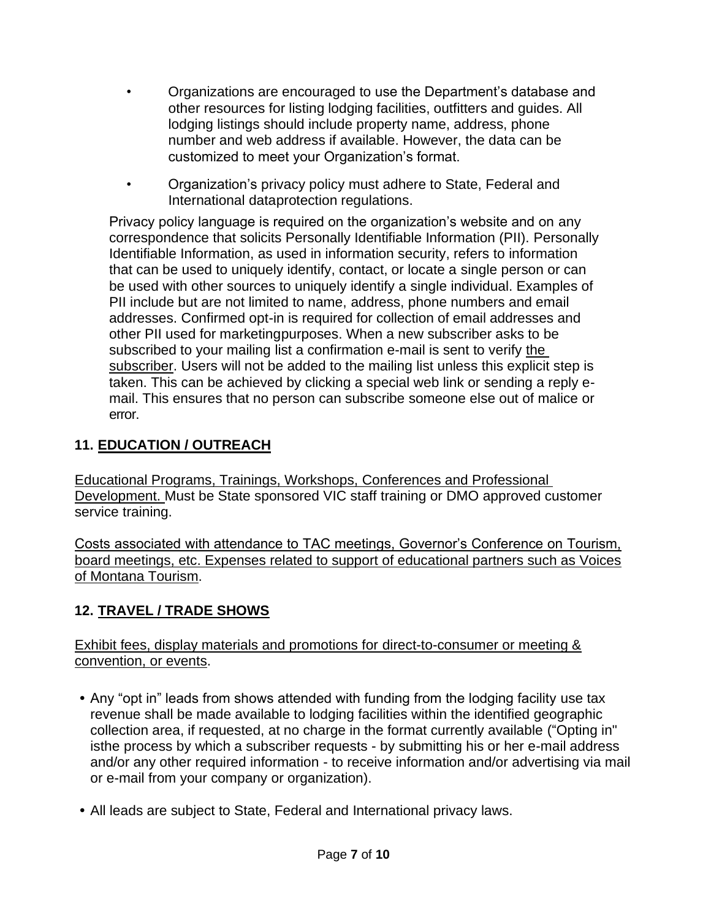- Organizations are encouraged to use the Department's database and other resources for listing lodging facilities, outfitters and guides. All lodging listings should include property name, address, phone number and web address if available. However, the data can be customized to meet your Organization's format.
- Organization's privacy policy must adhere to State, Federal and International dataprotection regulations.

Privacy policy language is required on the organization's website and on any correspondence that solicits Personally Identifiable Information (PII). Personally Identifiable Information, as used in information security, refers to information that can be used to uniquely identify, contact, or locate a single person or can be used with other sources to uniquely identify a single individual. Examples of PII include but are not limited to name, address, phone numbers and email addresses. Confirmed opt-in is required for collection of email addresses and other PII used for marketingpurposes. When a new subscriber asks to be subscribed to your mailing list a confirmation e-mail is sent to verify the subscriber. Users will not be added to the mailing list unless this explicit step is taken. This can be achieved by clicking a special web link or sending a reply e-mail. This ensures that no person can subscribe someone else out of malice or error.

## 11. EDUCATION / OUTREACH

Educational Programs, Trainings, Workshops, Conferences and Professional Development. Must be State sponsored VIC staff training or DMO approved customer service training.

Costs associated with attendance to TAC meetings, Governor's Conference on Tourism, board meetings, etc. Expenses related to support of educational partners such as Voices of Montana Tourism.

## 12. TRAVEL / TRADE SHOWS

Exhibit fees, display materials and promotions for direct-to-consumer or meeting & convention, or events.

- Any "opt in" leads from shows attended with funding from the lodging facility use tax revenue shall be made available to lodging facilities within the identified geographic collection area, if requested, at no charge in the format currently available ("Opting in" isthe process by which a subscriber requests - by submitting his or her e-mail address and/or any other required information - to receive information and/or advertising via mail or e-mail from your company or organization).
- All leads are subject to State, Federal and International privacy laws.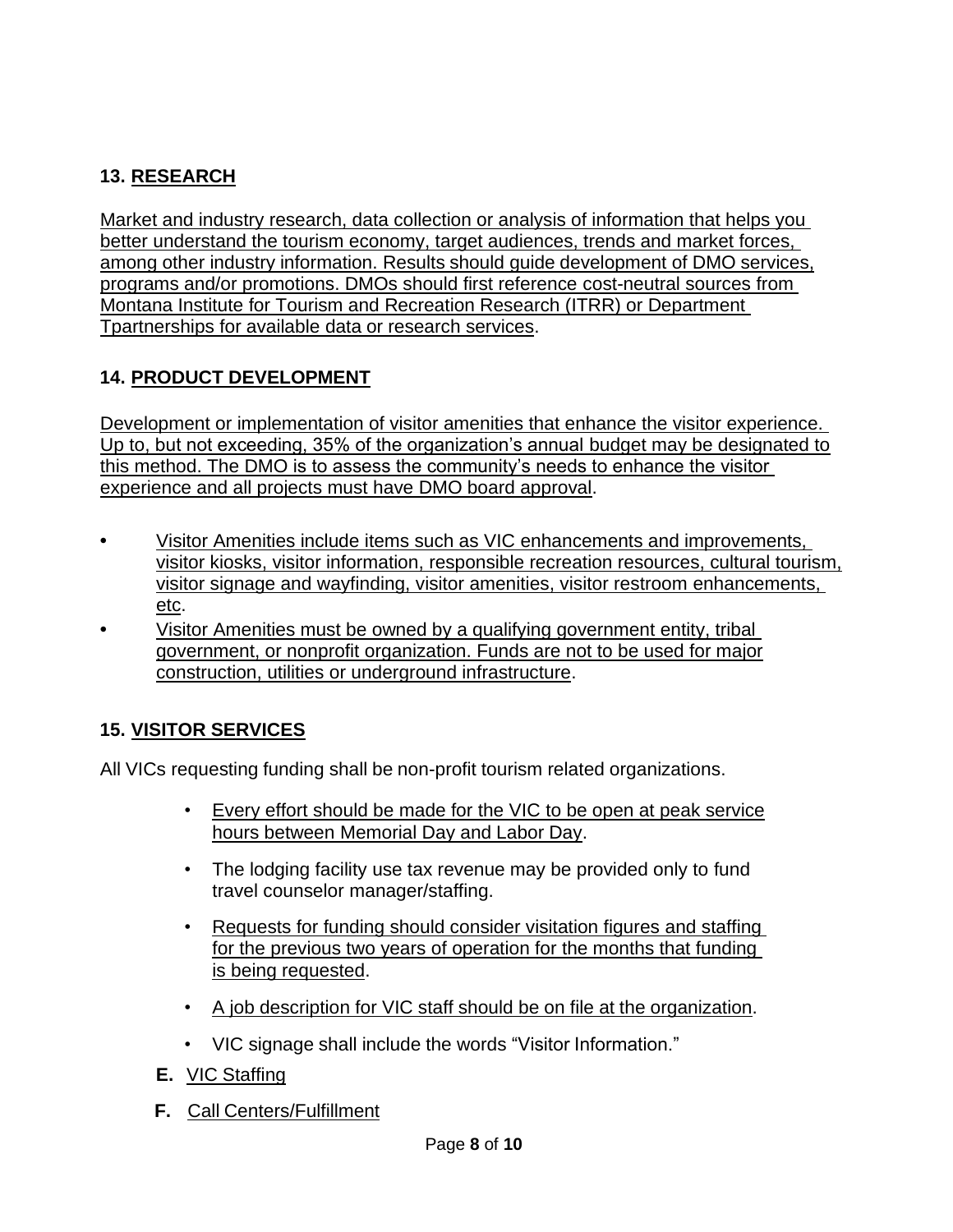## 13. RESEARCH

Market and industry research, data collection or analysis of information that helps you better understand the tourism economy, target audiences, trends and market forces, among other industry information. Results should guide development of DMO services, programs and/or promotions. DMOs should first reference cost-neutral sources from Montana Institute for Tourism and Recreation Research (ITRR) or Department Tpartnerships for available data or research services.

## 14. PRODUCT DEVELOPMENT

Development or implementation of visitor amenities that enhance the visitor experience. Up to, but not exceeding, 35% of the organization's annual budget may be designated to this method. The DMO is to assess the community's needs to enhance the visitor experience and all projects must have DMO board approval.

- Visitor Amenities include items such as VIC enhancements and improvements, visitor kiosks, visitor information, responsible recreation resources, cultural tourism, visitor signage and wayfinding, visitor amenities, visitor restroom enhancements, etc.
- Visitor Amenities must be owned by a qualifying government entity, tribal government, or nonprofit organization. Funds are not to be used for major construction, utilities or underground infrastructure.

## 15. VISITOR SERVICES

All VICs requesting funding shall be non-profit tourism related organizations.

- Every effort should be made for the VIC to be open at peak service hours between Memorial Day and Labor Day.
- The lodging facility use tax revenue may be provided only to fund travel counselor manager/staffing.
- Requests for funding should consider visitation figures and staffing for the previous two years of operation for the months that funding is being requested.
- A job description for VIC staff should be on file at the organization.
- VIC signage shall include the words "Visitor Information."

**E.** VIC Staffing

**F.** Call Centers/Fulfillment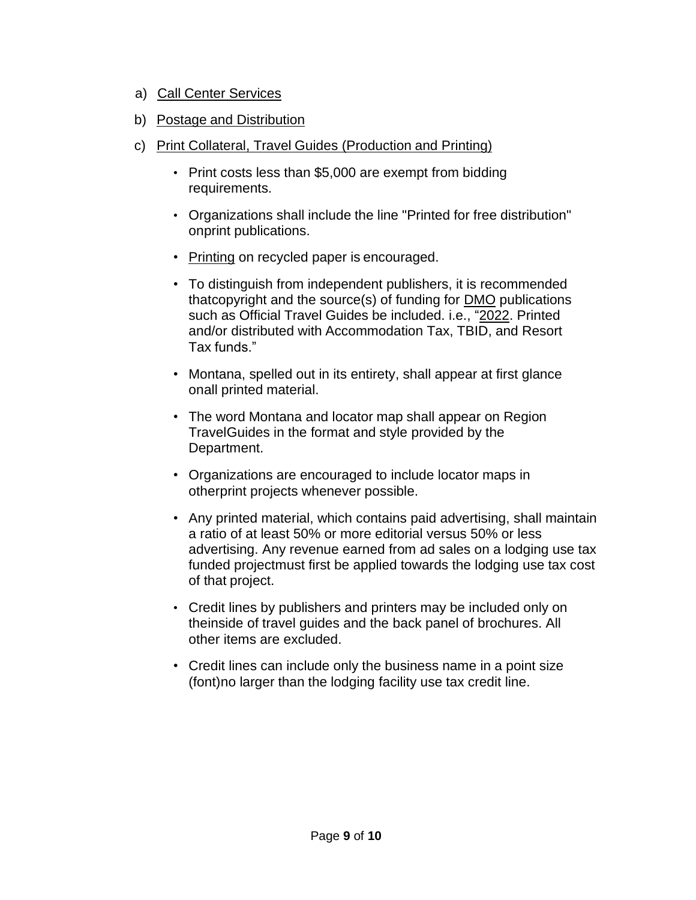a) Call Center Services

b) Postage and Distribution

c) Print Collateral, Travel Guides (Production and Printing)

- Print costs less than $5,000 are exempt from bidding requirements.
- Organizations shall include the line "Printed for free distribution" onprint publications.
- Printing on recycled paper is encouraged.
- To distinguish from independent publishers, it is recommended thatcopyright and the source(s) of funding for DMO publications such as Official Travel Guides be included. i.e., "2022. Printed and/or distributed with Accommodation Tax, TBID, and Resort Tax funds."
- Montana, spelled out in its entirety, shall appear at first glance onall printed material.
- The word Montana and locator map shall appear on Region TravelGuides in the format and style provided by the Department.
- Organizations are encouraged to include locator maps in otherprint projects whenever possible.
- Any printed material, which contains paid advertising, shall maintain a ratio of at least 50% or more editorial versus 50% or less advertising. Any revenue earned from ad sales on a lodging use tax funded projectmust first be applied towards the lodging use tax cost of that project.
- Credit lines by publishers and printers may be included only on theinside of travel guides and the back panel of brochures. All other items are excluded.
- Credit lines can include only the business name in a point size (font)no larger than the lodging facility use tax credit line.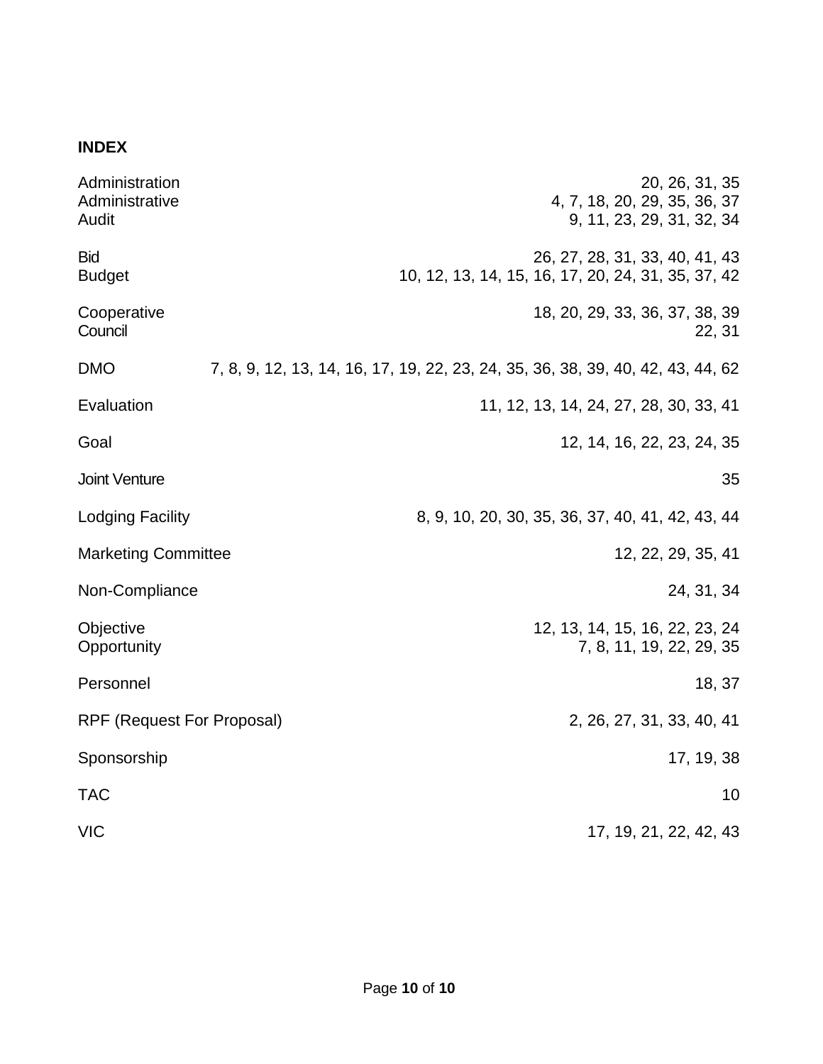## INDEX

Administration 20, 26, 31, 35
Administrative 4, 7, 18, 20, 29, 35, 36, 37
Audit 9, 11, 23, 29, 31, 32, 34

Bid 26, 27, 28, 31, 33, 40, 41, 43
Budget 10, 12, 13, 14, 15, 16, 17, 20, 24, 31, 35, 37, 42

Cooperative 18, 20, 29, 33, 36, 37, 38, 39
Council 22, 31

DMO 7, 8, 9, 12, 13, 14, 16, 17, 19, 22, 23, 24, 35, 36, 38, 39, 40, 42, 43, 44, 62

Evaluation 11, 12, 13, 14, 24, 27, 28, 30, 33, 41

Goal 12, 14, 16, 22, 23, 24, 35

Joint Venture 35

Lodging Facility 8, 9, 10, 20, 30, 35, 36, 37, 40, 41, 42, 43, 44

Marketing Committee 12, 22, 29, 35, 41

Non-Compliance 24, 31, 34

Objective 12, 13, 14, 15, 16, 22, 23, 24
Opportunity 7, 8, 11, 19, 22, 29, 35

Personnel 18, 37

RPF (Request For Proposal) 2, 26, 27, 31, 33, 40, 41

Sponsorship 17, 19, 38

TAC 10

VIC 17, 19, 21, 22, 42, 43